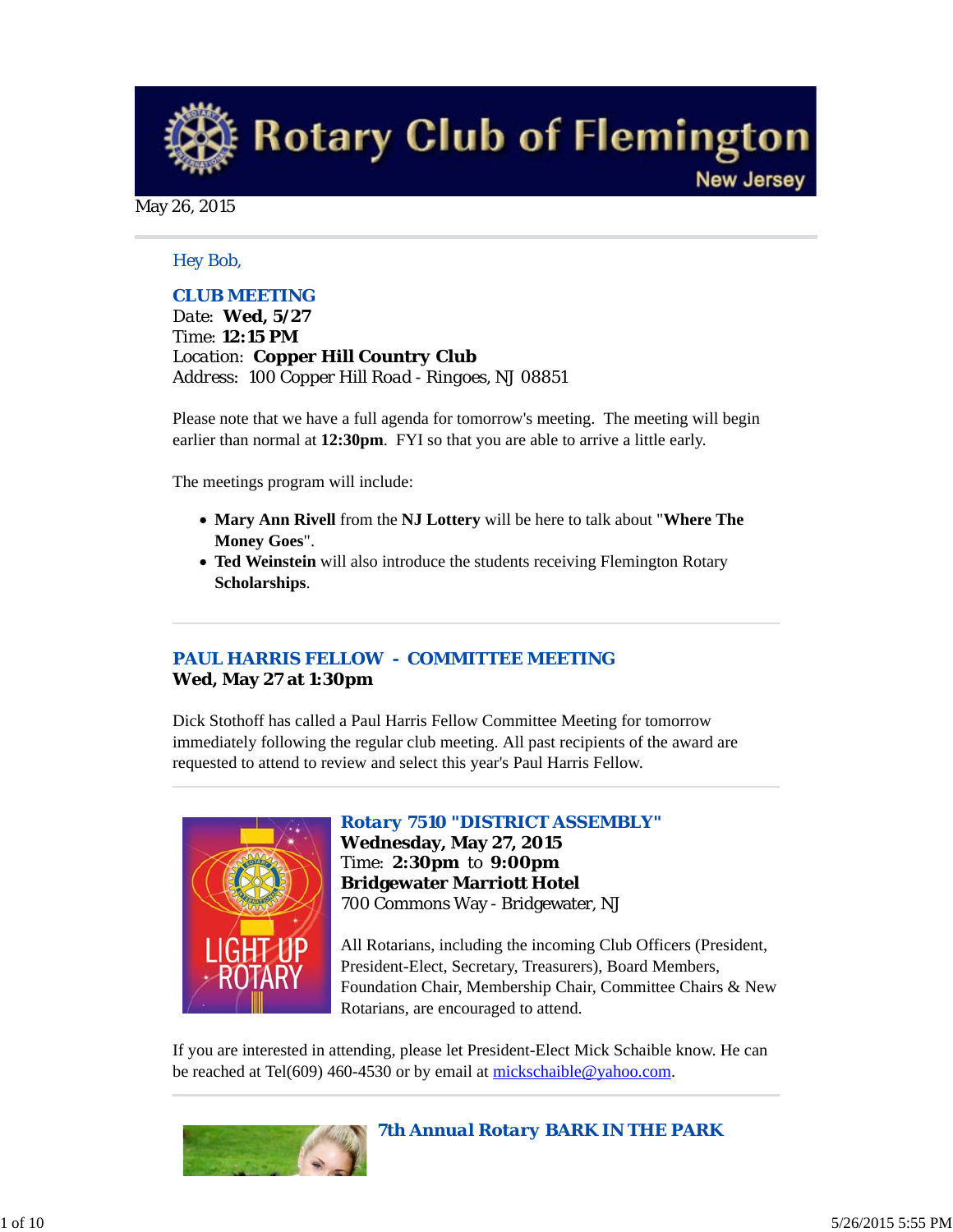# Rotary Club of Flemington

New Jersey

May 26, 2015

Hey Bob,

## CLUB MEETING

Date: **Wed, 5/27**
Time: **12:15 PM**
Location: **Copper Hill Country Club**
Address: 100 Copper Hill Road - Ringoes, NJ 08851

Please note that we have a full agenda for tomorrow's meeting. The meeting will begin earlier than normal at **12:30pm**. FYI so that you are able to arrive a little early.

The meetings program will include:

- **Mary Ann Rivell** from the **NJ Lottery** will be here to talk about "**Where The Money Goes**".
- **Ted Weinstein** will also introduce the students receiving Flemington Rotary **Scholarships**.

---

## PAUL HARRIS FELLOW - COMMITTEE MEETING

**Wed, May 27 at 1:30pm**

Dick Stothoff has called a Paul Harris Fellow Committee Meeting for tomorrow immediately following the regular club meeting. All past recipients of the award are requested to attend to review and select this year's Paul Harris Fellow.

---

## Rotary 7510 "DISTRICT ASSEMBLY"

**Wednesday, May 27, 2015**
Time: **2:30pm** to **9:00pm**
**Bridgewater Marriott Hotel**
700 Commons Way - Bridgewater, NJ

All Rotarians, including the incoming Club Officers (President, President-Elect, Secretary, Treasurers), Board Members, Foundation Chair, Membership Chair, Committee Chairs & New Rotarians, are encouraged to attend.

If you are interested in attending, please let President-Elect Mick Schaible know. He can be reached at Tel(609) 460-4530 or by email at mickschaible@yahoo.com.

---

## 7th Annual Rotary BARK IN THE PARK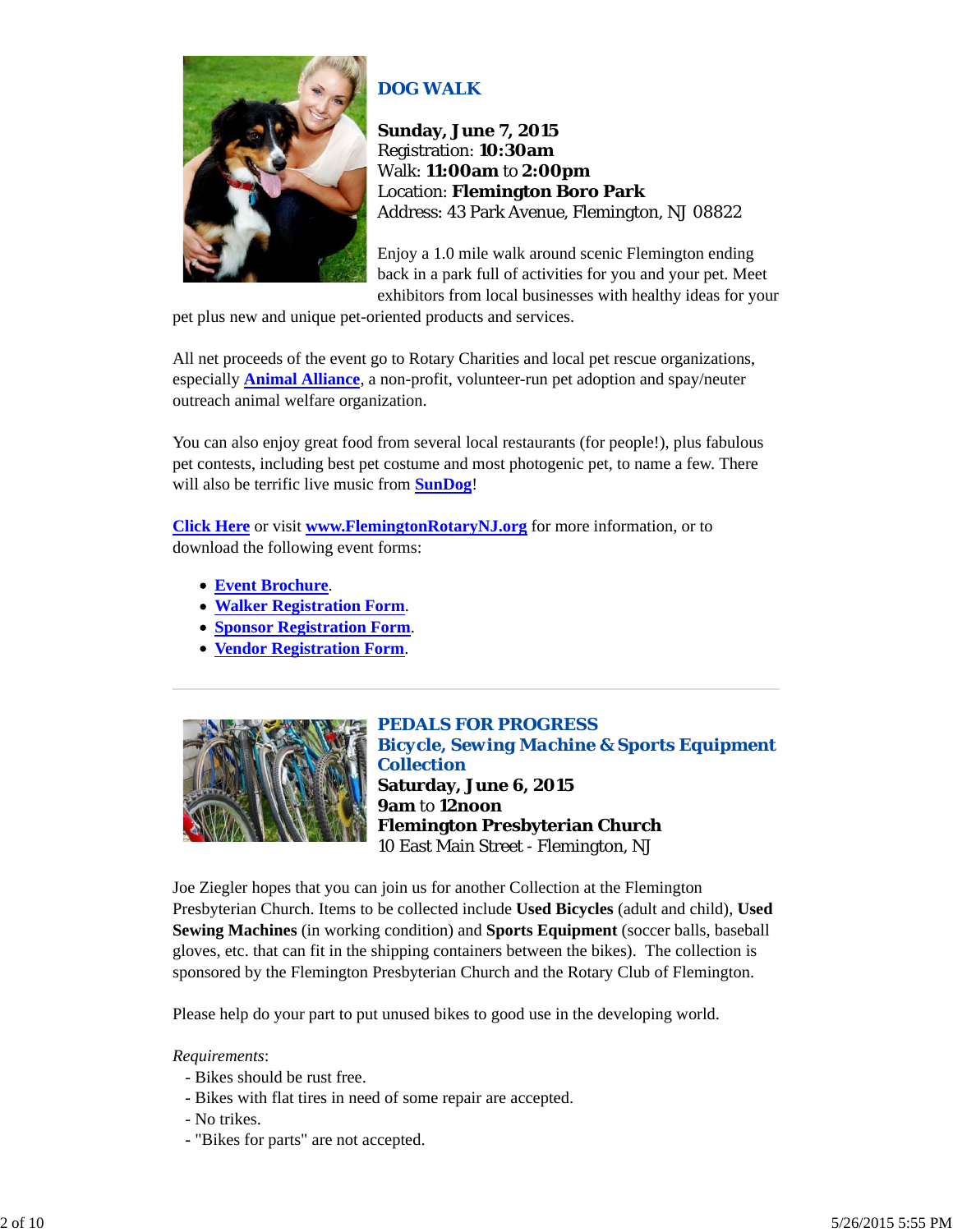## DOG WALK

**Sunday, June 7, 2015**
Registration: **10:30am**
Walk: **11:00am** to **2:00pm**
Location: **Flemington Boro Park**
Address: 43 Park Avenue, Flemington, NJ 08822

Enjoy a 1.0 mile walk around scenic Flemington ending back in a park full of activities for you and your pet. Meet exhibitors from local businesses with healthy ideas for your pet plus new and unique pet-oriented products and services.

All net proceeds of the event go to Rotary Charities and local pet rescue organizations, especially **Animal Alliance**, a non-profit, volunteer-run pet adoption and spay/neuter outreach animal welfare organization.

You can also enjoy great food from several local restaurants (for people!), plus fabulous pet contests, including best pet costume and most photogenic pet, to name a few. There will also be terrific live music from **SunDog**!

**Click Here** or visit **www.FlemingtonRotaryNJ.org** for more information, or to download the following event forms:

- **Event Brochure**.
- **Walker Registration Form**.
- **Sponsor Registration Form**.
- **Vendor Registration Form**.

---

## PEDALS FOR PROGRESS
## Bicycle, Sewing Machine & Sports Equipment Collection

**Saturday, June 6, 2015**
**9am** to **12noon**
**Flemington Presbyterian Church**
10 East Main Street - Flemington, NJ

Joe Ziegler hopes that you can join us for another Collection at the Flemington Presbyterian Church. Items to be collected include **Used Bicycles** (adult and child), **Used Sewing Machines** (in working condition) and **Sports Equipment** (soccer balls, baseball gloves, etc. that can fit in the shipping containers between the bikes). The collection is sponsored by the Flemington Presbyterian Church and the Rotary Club of Flemington.

Please help do your part to put unused bikes to good use in the developing world.

*Requirements*:
- Bikes should be rust free.
- Bikes with flat tires in need of some repair are accepted.
- No trikes.
- "Bikes for parts" are not accepted.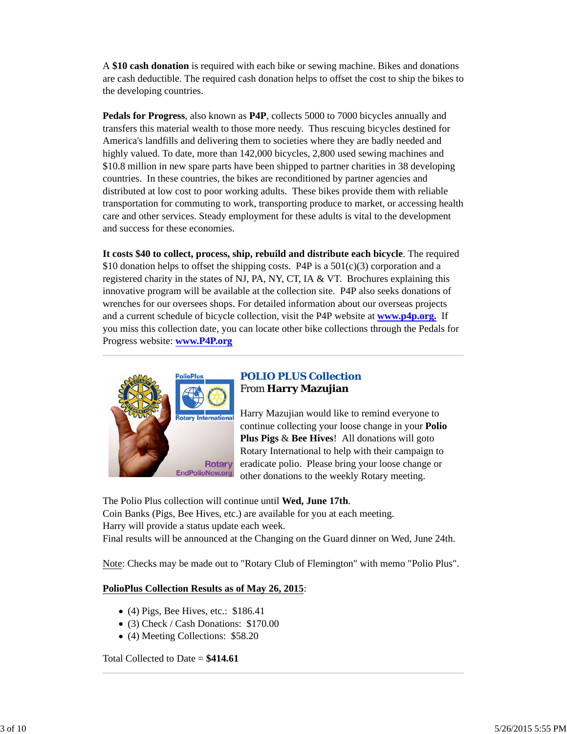A **$10 cash donation** is required with each bike or sewing machine. Bikes and donations are cash deductible. The required cash donation helps to offset the cost to ship the bikes to the developing countries.

**Pedals for Progress**, also known as **P4P**, collects 5000 to 7000 bicycles annually and transfers this material wealth to those more needy. Thus rescuing bicycles destined for America's landfills and delivering them to societies where they are badly needed and highly valued. To date, more than 142,000 bicycles, 2,800 used sewing machines and $10.8 million in new spare parts have been shipped to partner charities in 38 developing countries. In these countries, the bikes are reconditioned by partner agencies and distributed at low cost to poor working adults. These bikes provide them with reliable transportation for commuting to work, transporting produce to market, or accessing health care and other services. Steady employment for these adults is vital to the development and success for these economies.

**It costs $40 to collect, process, ship, rebuild and distribute each bicycle**. The required $10 donation helps to offset the shipping costs. P4P is a 501(c)(3) corporation and a registered charity in the states of NJ, PA, NY, CT, IA & VT. Brochures explaining this innovative program will be available at the collection site. P4P also seeks donations of wrenches for our oversees shops. For detailed information about our overseas projects and a current schedule of bicycle collection, visit the P4P website at **www.p4p.org.** If you miss this collection date, you can locate other bike collections through the Pedals for Progress website: **www.P4P.org**

---

## POLIO PLUS Collection

From **Harry Mazujian**

Harry Mazujian would like to remind everyone to continue collecting your loose change in your **Polio Plus Pigs** & **Bee Hives**! All donations will goto Rotary International to help with their campaign to eradicate polio. Please bring your loose change or other donations to the weekly Rotary meeting.

The Polio Plus collection will continue until **Wed, June 17th**.
Coin Banks (Pigs, Bee Hives, etc.) are available for you at each meeting.
Harry will provide a status update each week.
Final results will be announced at the Changing on the Guard dinner on Wed, June 24th.

Note: Checks may be made out to "Rotary Club of Flemington" with memo "Polio Plus".

**PolioPlus Collection Results as of May 26, 2015**:

- (4) Pigs, Bee Hives, etc.: $186.41
- (3) Check / Cash Donations: $170.00
- (4) Meeting Collections: $58.20

Total Collected to Date = **$414.61**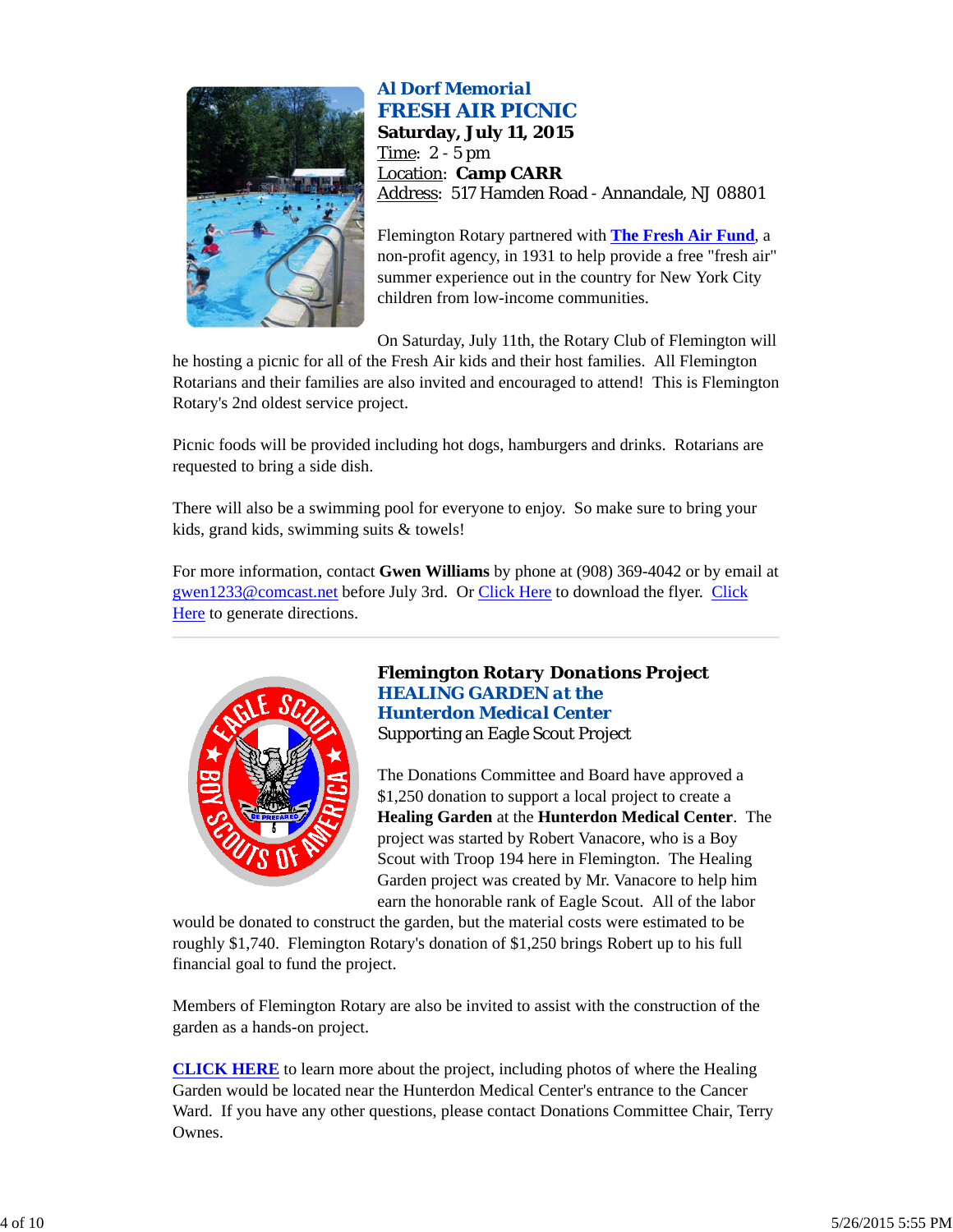### Al Dorf Memorial
## FRESH AIR PICNIC
**Saturday, July 11, 2015**
Time: 2 - 5 pm
Location: **Camp CARR**
Address: 517 Hamden Road - Annandale, NJ 08801

Flemington Rotary partnered with **The Fresh Air Fund**, a non-profit agency, in 1931 to help provide a free "fresh air" summer experience out in the country for New York City children from low-income communities.

On Saturday, July 11th, the Rotary Club of Flemington will he hosting a picnic for all of the Fresh Air kids and their host families. All Flemington Rotarians and their families are also invited and encouraged to attend! This is Flemington Rotary's 2nd oldest service project.

Picnic foods will be provided including hot dogs, hamburgers and drinks. Rotarians are requested to bring a side dish.

There will also be a swimming pool for everyone to enjoy. So make sure to bring your kids, grand kids, swimming suits & towels!

For more information, contact **Gwen Williams** by phone at (908) 369-4042 or by email at gwen1233@comcast.net before July 3rd. Or Click Here to download the flyer. Click Here to generate directions.

---

### Flemington Rotary Donations Project
## HEALING GARDEN at the Hunterdon Medical Center
Supporting an Eagle Scout Project

The Donations Committee and Board have approved a $1,250 donation to support a local project to create a **Healing Garden** at the **Hunterdon Medical Center**. The project was started by Robert Vanacore, who is a Boy Scout with Troop 194 here in Flemington. The Healing Garden project was created by Mr. Vanacore to help him earn the honorable rank of Eagle Scout. All of the labor would be donated to construct the garden, but the material costs were estimated to be roughly $1,740. Flemington Rotary's donation of $1,250 brings Robert up to his full financial goal to fund the project.

Members of Flemington Rotary are also be invited to assist with the construction of the garden as a hands-on project.

**CLICK HERE** to learn more about the project, including photos of where the Healing Garden would be located near the Hunterdon Medical Center's entrance to the Cancer Ward. If you have any other questions, please contact Donations Committee Chair, Terry Ownes.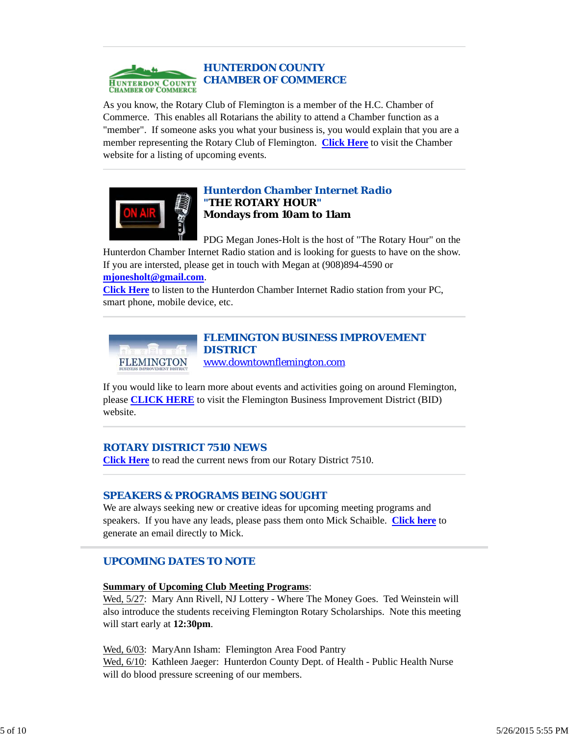## HUNTERDON COUNTY CHAMBER OF COMMERCE

As you know, the Rotary Club of Flemington is a member of the H.C. Chamber of Commerce. This enables all Rotarians the ability to attend a Chamber function as a "member". If someone asks you what your business is, you would explain that you are a member representing the Rotary Club of Flemington. **Click Here** to visit the Chamber website for a listing of upcoming events.

---

## Hunterdon Chamber Internet Radio

**"THE ROTARY HOUR"**

**Mondays from 10am to 11am**

PDG Megan Jones-Holt is the host of "The Rotary Hour" on the Hunterdon Chamber Internet Radio station and is looking for guests to have on the show. If you are intersted, please get in touch with Megan at (908)894-4590 or **mjonesholt@gmail.com**.

**Click Here** to listen to the Hunterdon Chamber Internet Radio station from your PC, smart phone, mobile device, etc.

---

## FLEMINGTON BUSINESS IMPROVEMENT DISTRICT

www.downtownflemington.com

If you would like to learn more about events and activities going on around Flemington, please **CLICK HERE** to visit the Flemington Business Improvement District (BID) website.

---

## ROTARY DISTRICT 7510 NEWS

**Click Here** to read the current news from our Rotary District 7510.

---

## SPEAKERS & PROGRAMS BEING SOUGHT

We are always seeking new or creative ideas for upcoming meeting programs and speakers. If you have any leads, please pass them onto Mick Schaible. **Click here** to generate an email directly to Mick.

---

## UPCOMING DATES TO NOTE

**Summary of Upcoming Club Meeting Programs**:

Wed, 5/27: Mary Ann Rivell, NJ Lottery - Where The Money Goes. Ted Weinstein will also introduce the students receiving Flemington Rotary Scholarships. Note this meeting will start early at **12:30pm**.

Wed, 6/03: MaryAnn Isham: Flemington Area Food Pantry
Wed, 6/10: Kathleen Jaeger: Hunterdon County Dept. of Health - Public Health Nurse will do blood pressure screening of our members.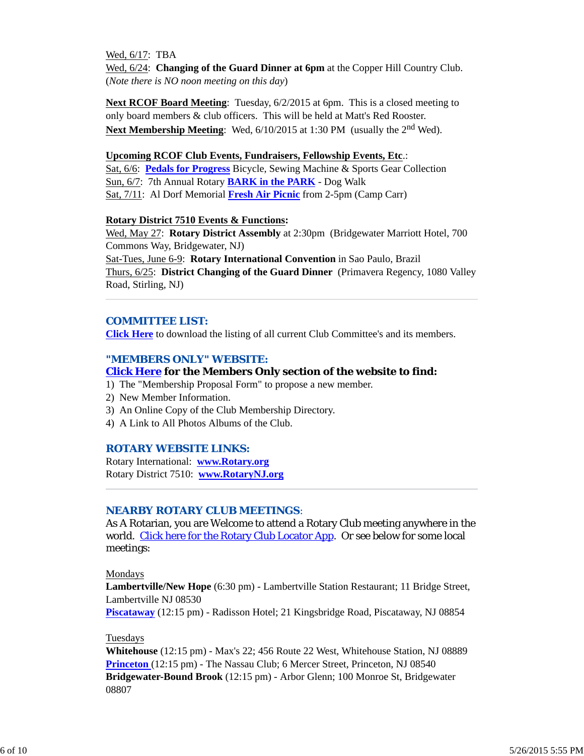Wed, 6/17: TBA
Wed, 6/24: **Changing of the Guard Dinner at 6pm** at the Copper Hill Country Club. (*Note there is NO noon meeting on this day*)

**Next RCOF Board Meeting**: Tuesday, 6/2/2015 at 6pm. This is a closed meeting to only board members & club officers. This will be held at Matt's Red Rooster.
**Next Membership Meeting**: Wed, 6/10/2015 at 1:30 PM (usually the 2nd Wed).

**Upcoming RCOF Club Events, Fundraisers, Fellowship Events, Etc.**:
Sat, 6/6: **Pedals for Progress** Bicycle, Sewing Machine & Sports Gear Collection
Sun, 6/7: 7th Annual Rotary **BARK in the PARK** - Dog Walk
Sat, 7/11: Al Dorf Memorial **Fresh Air Picnic** from 2-5pm (Camp Carr)

**Rotary District 7510 Events & Functions:**
Wed, May 27: **Rotary District Assembly** at 2:30pm (Bridgewater Marriott Hotel, 700 Commons Way, Bridgewater, NJ)
Sat-Tues, June 6-9: **Rotary International Convention** in Sao Paulo, Brazil
Thurs, 6/25: **District Changing of the Guard Dinner** (Primavera Regency, 1080 Valley Road, Stirling, NJ)

---

## COMMITTEE LIST:

**Click Here** to download the listing of all current Club Committee's and its members.

## "MEMBERS ONLY" WEBSITE:

**Click Here for the Members Only section of the website to find:**

1) The "Membership Proposal Form" to propose a new member.
2) New Member Information.
3) An Online Copy of the Club Membership Directory.
4) A Link to All Photos Albums of the Club.

## ROTARY WEBSITE LINKS:

Rotary International: **www.Rotary.org**
Rotary District 7510: **www.RotaryNJ.org**

---

## NEARBY ROTARY CLUB MEETINGS:

As A Rotarian, you are Welcome to attend a Rotary Club meeting anywhere in the world. Click here for the Rotary Club Locator App. Or see below for some local meetings:

Mondays
**Lambertville/New Hope** (6:30 pm) - Lambertville Station Restaurant; 11 Bridge Street, Lambertville NJ 08530
**Piscataway** (12:15 pm) - Radisson Hotel; 21 Kingsbridge Road, Piscataway, NJ 08854

Tuesdays
**Whitehouse** (12:15 pm) - Max's 22; 456 Route 22 West, Whitehouse Station, NJ 08889
**Princeton** (12:15 pm) - The Nassau Club; 6 Mercer Street, Princeton, NJ 08540
**Bridgewater-Bound Brook** (12:15 pm) - Arbor Glenn; 100 Monroe St, Bridgewater 08807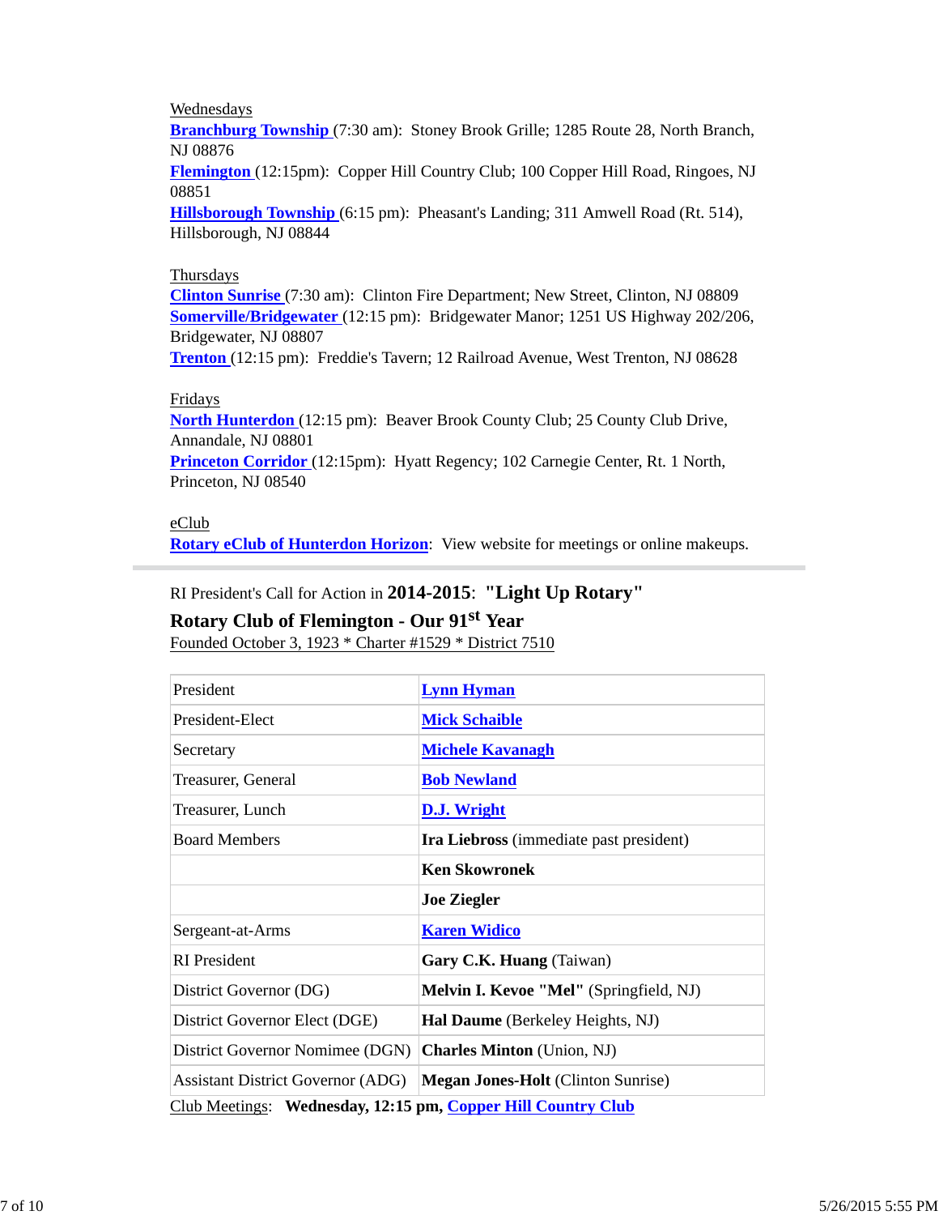Wednesdays
**Branchburg Township** (7:30 am): Stoney Brook Grille; 1285 Route 28, North Branch, NJ 08876
**Flemington** (12:15pm): Copper Hill Country Club; 100 Copper Hill Road, Ringoes, NJ 08851
**Hillsborough Township** (6:15 pm): Pheasant's Landing; 311 Amwell Road (Rt. 514), Hillsborough, NJ 08844

Thursdays
**Clinton Sunrise** (7:30 am): Clinton Fire Department; New Street, Clinton, NJ 08809
**Somerville/Bridgewater** (12:15 pm): Bridgewater Manor; 1251 US Highway 202/206, Bridgewater, NJ 08807
**Trenton** (12:15 pm): Freddie's Tavern; 12 Railroad Avenue, West Trenton, NJ 08628

Fridays
**North Hunterdon** (12:15 pm): Beaver Brook County Club; 25 County Club Drive, Annandale, NJ 08801
**Princeton Corridor** (12:15pm): Hyatt Regency; 102 Carnegie Center, Rt. 1 North, Princeton, NJ 08540

eClub
**Rotary eClub of Hunterdon Horizon**: View website for meetings or online makeups.

---

RI President's Call for Action in **2014-2015**: **"Light Up Rotary"**

**Rotary Club of Flemington - Our 91st Year**

Founded October 3, 1923 * Charter #1529 * District 7510

| | |
|---|---|
| President | **Lynn Hyman** |
| President-Elect | **Mick Schaible** |
| Secretary | **Michele Kavanagh** |
| Treasurer, General | **Bob Newland** |
| Treasurer, Lunch | **D.J. Wright** |
| Board Members | **Ira Liebross** (immediate past president) |
| | **Ken Skowronek** |
| | **Joe Ziegler** |
| Sergeant-at-Arms | **Karen Widico** |
| RI President | **Gary C.K. Huang** (Taiwan) |
| District Governor (DG) | **Melvin I. Kevoe "Mel"** (Springfield, NJ) |
| District Governor Elect (DGE) | **Hal Daume** (Berkeley Heights, NJ) |
| District Governor Nomimee (DGN) | **Charles Minton** (Union, NJ) |
| Assistant District Governor (ADG) | **Megan Jones-Holt** (Clinton Sunrise) |

Club Meetings: **Wednesday, 12:15 pm, Copper Hill Country Club**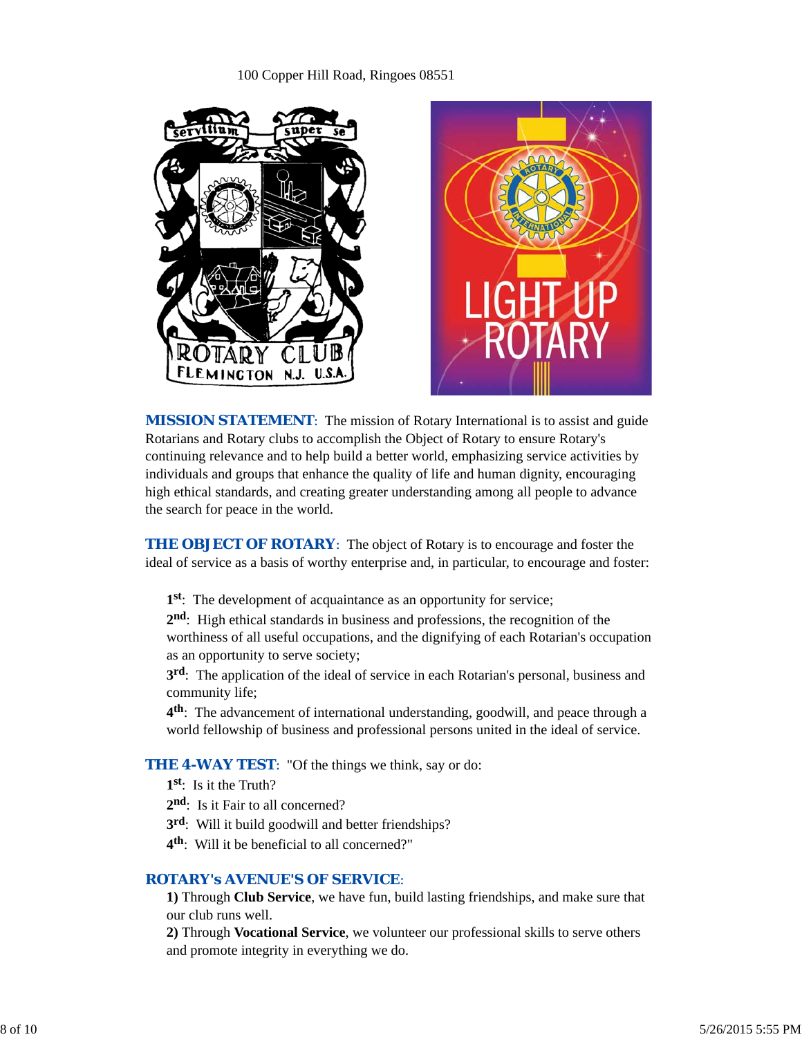100 Copper Hill Road, Ringoes 08551

**MISSION STATEMENT**: The mission of Rotary International is to assist and guide Rotarians and Rotary clubs to accomplish the Object of Rotary to ensure Rotary's continuing relevance and to help build a better world, emphasizing service activities by individuals and groups that enhance the quality of life and human dignity, encouraging high ethical standards, and creating greater understanding among all people to advance the search for peace in the world.

**THE OBJECT OF ROTARY**: The object of Rotary is to encourage and foster the ideal of service as a basis of worthy enterprise and, in particular, to encourage and foster:

**1st**: The development of acquaintance as an opportunity for service;

**2nd**: High ethical standards in business and professions, the recognition of the worthiness of all useful occupations, and the dignifying of each Rotarian's occupation as an opportunity to serve society;

**3rd**: The application of the ideal of service in each Rotarian's personal, business and community life;

**4th**: The advancement of international understanding, goodwill, and peace through a world fellowship of business and professional persons united in the ideal of service.

**THE 4-WAY TEST**: "Of the things we think, say or do:

**1st**: Is it the Truth?

**2nd**: Is it Fair to all concerned?

**3rd**: Will it build goodwill and better friendships?

**4th**: Will it be beneficial to all concerned?"

**ROTARY's AVENUE'S OF SERVICE**:

**1)** Through **Club Service**, we have fun, build lasting friendships, and make sure that our club runs well.

**2)** Through **Vocational Service**, we volunteer our professional skills to serve others and promote integrity in everything we do.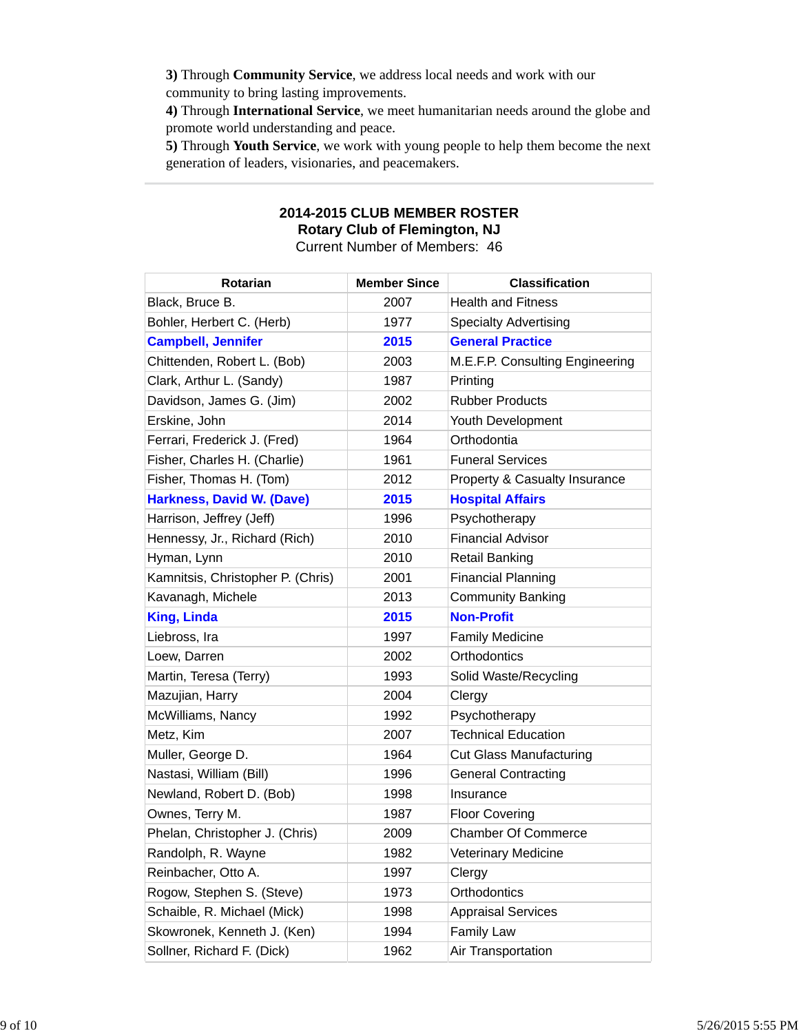**3)** Through **Community Service**, we address local needs and work with our community to bring lasting improvements.
**4)** Through **International Service**, we meet humanitarian needs around the globe and promote world understanding and peace.
**5)** Through **Youth Service**, we work with young people to help them become the next generation of leaders, visionaries, and peacemakers.

---

**2014-2015 CLUB MEMBER ROSTER**
**Rotary Club of Flemington, NJ**
Current Number of Members: 46

| Rotarian | Member Since | Classification |
|---|---|---|
| Black, Bruce B. | 2007 | Health and Fitness |
| Bohler, Herbert C. (Herb) | 1977 | Specialty Advertising |
| **Campbell, Jennifer** | **2015** | **General Practice** |
| Chittenden, Robert L. (Bob) | 2003 | M.E.F.P. Consulting Engineering |
| Clark, Arthur L. (Sandy) | 1987 | Printing |
| Davidson, James G. (Jim) | 2002 | Rubber Products |
| Erskine, John | 2014 | Youth Development |
| Ferrari, Frederick J. (Fred) | 1964 | Orthodontia |
| Fisher, Charles H. (Charlie) | 1961 | Funeral Services |
| Fisher, Thomas H. (Tom) | 2012 | Property & Casualty Insurance |
| **Harkness, David W. (Dave)** | **2015** | **Hospital Affairs** |
| Harrison, Jeffrey (Jeff) | 1996 | Psychotherapy |
| Hennessy, Jr., Richard (Rich) | 2010 | Financial Advisor |
| Hyman, Lynn | 2010 | Retail Banking |
| Kamnitsis, Christopher P. (Chris) | 2001 | Financial Planning |
| Kavanagh, Michele | 2013 | Community Banking |
| **King, Linda** | **2015** | **Non-Profit** |
| Liebross, Ira | 1997 | Family Medicine |
| Loew, Darren | 2002 | Orthodontics |
| Martin, Teresa (Terry) | 1993 | Solid Waste/Recycling |
| Mazujian, Harry | 2004 | Clergy |
| McWilliams, Nancy | 1992 | Psychotherapy |
| Metz, Kim | 2007 | Technical Education |
| Muller, George D. | 1964 | Cut Glass Manufacturing |
| Nastasi, William (Bill) | 1996 | General Contracting |
| Newland, Robert D. (Bob) | 1998 | Insurance |
| Ownes, Terry M. | 1987 | Floor Covering |
| Phelan, Christopher J. (Chris) | 2009 | Chamber Of Commerce |
| Randolph, R. Wayne | 1982 | Veterinary Medicine |
| Reinbacher, Otto A. | 1997 | Clergy |
| Rogow, Stephen S. (Steve) | 1973 | Orthodontics |
| Schaible, R. Michael (Mick) | 1998 | Appraisal Services |
| Skowronek, Kenneth J. (Ken) | 1994 | Family Law |
| Sollner, Richard F. (Dick) | 1962 | Air Transportation |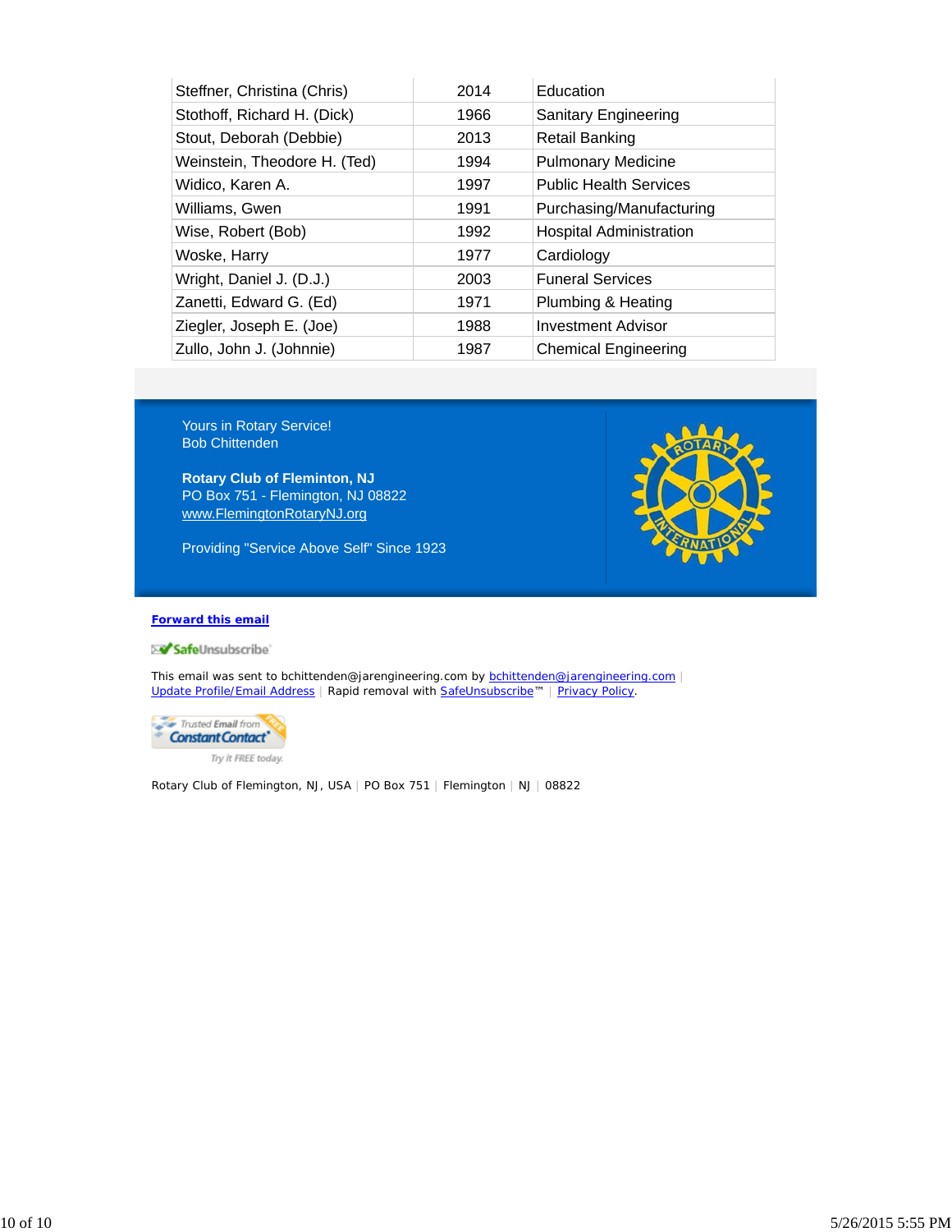| | | |
|---|---|---|
| Steffner, Christina (Chris) | 2014 | Education |
| Stothoff, Richard H. (Dick) | 1966 | Sanitary Engineering |
| Stout, Deborah (Debbie) | 2013 | Retail Banking |
| Weinstein, Theodore H. (Ted) | 1994 | Pulmonary Medicine |
| Widico, Karen A. | 1997 | Public Health Services |
| Williams, Gwen | 1991 | Purchasing/Manufacturing |
| Wise, Robert (Bob) | 1992 | Hospital Administration |
| Woske, Harry | 1977 | Cardiology |
| Wright, Daniel J. (D.J.) | 2003 | Funeral Services |
| Zanetti, Edward G. (Ed) | 1971 | Plumbing & Heating |
| Ziegler, Joseph E. (Joe) | 1988 | Investment Advisor |
| Zullo, John J. (Johnnie) | 1987 | Chemical Engineering |

Yours in Rotary Service!
Bob Chittenden

**Rotary Club of Fleminton, NJ**
PO Box 751 - Flemington, NJ 08822
www.FlemingtonRotaryNJ.org

Providing "Service Above Self" Since 1923

**Forward this email**

SafeUnsubscribe

This email was sent to bchittenden@jarengineering.com by bchittenden@jarengineering.com | Update Profile/Email Address | Rapid removal with SafeUnsubscribe™ | Privacy Policy.

Trusted Email from Constant Contact
Try it FREE today.

Rotary Club of Flemington, NJ, USA | PO Box 751 | Flemington | NJ | 08822